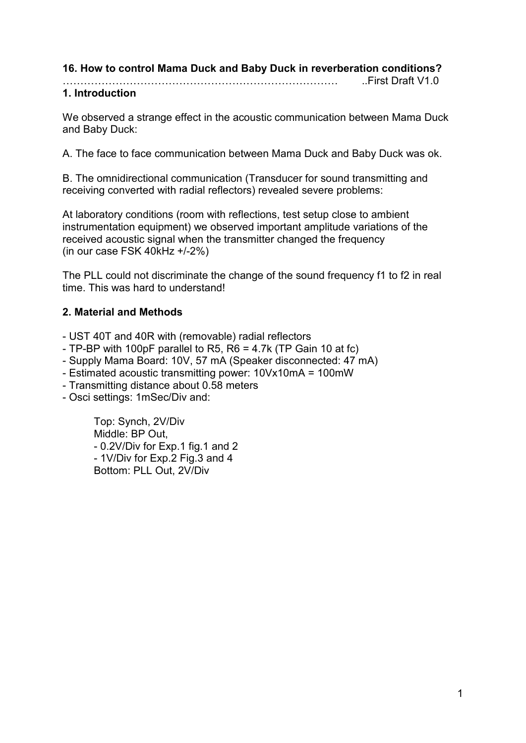## 16. How to control Mama Duck and Baby Duck in reverberation conditions?

………………………………………………………………………  ..First Draft V1.0

### 1. Introduction

We observed a strange effect in the acoustic communication between Mama Duck and Baby Duck:

A. The face to face communication between Mama Duck and Baby Duck was ok.

B. The omnidirectional communication (Transducer for sound transmitting and receiving converted with radial reflectors) revealed severe problems:

At laboratory conditions (room with reflections, test setup close to ambient instrumentation equipment) we observed important amplitude variations of the received acoustic signal when the transmitter changed the frequency (in our case FSK 40kHz +/-2%)

The PLL could not discriminate the change of the sound frequency f1 to f2 in real time. This was hard to understand!

### 2. Material and Methods

- UST 40T and 40R with (removable) radial reflectors
- TP-BP with 100pF parallel to R5, R6 = 4.7k (TP Gain 10 at fc)
- Supply Mama Board: 10V, 57 mA (Speaker disconnected: 47 mA)
- Estimated acoustic transmitting power: 10Vx10mA = 100mW
- Transmitting distance about 0.58 meters
- Osci settings: 1mSec/Div and:

  Top: Synch, 2V/Div
  Middle: BP Out,
  - 0.2V/Div for Exp.1 fig.1 and 2
  - 1V/Div for Exp.2 Fig.3 and 4
  Bottom: PLL Out, 2V/Div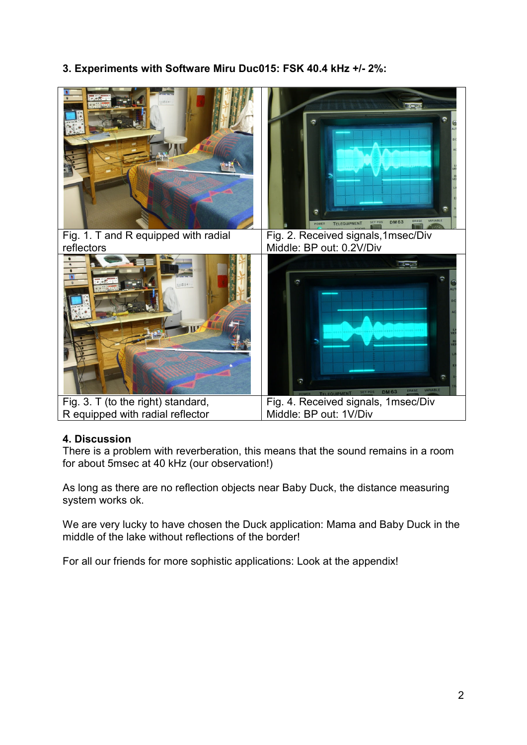### 3. Experiments with Software Miru Duc015: FSK 40.4 kHz +/- 2%:

| | |
|---|---|
| Fig. 1. T and R equipped with radial reflectors | Fig. 2. Received signals,1msec/Div Middle: BP out: 0.2V/Div |
| Fig. 3. T (to the right) standard, R equipped with radial reflector | Fig. 4. Received signals, 1msec/Div Middle: BP out: 1V/Div |

### 4. Discussion

There is a problem with reverberation, this means that the sound remains in a room for about 5msec at 40 kHz (our observation!)

As long as there are no reflection objects near Baby Duck, the distance measuring system works ok.

We are very lucky to have chosen the Duck application: Mama and Baby Duck in the middle of the lake without reflections of the border!

For all our friends for more sophistic applications: Look at the appendix!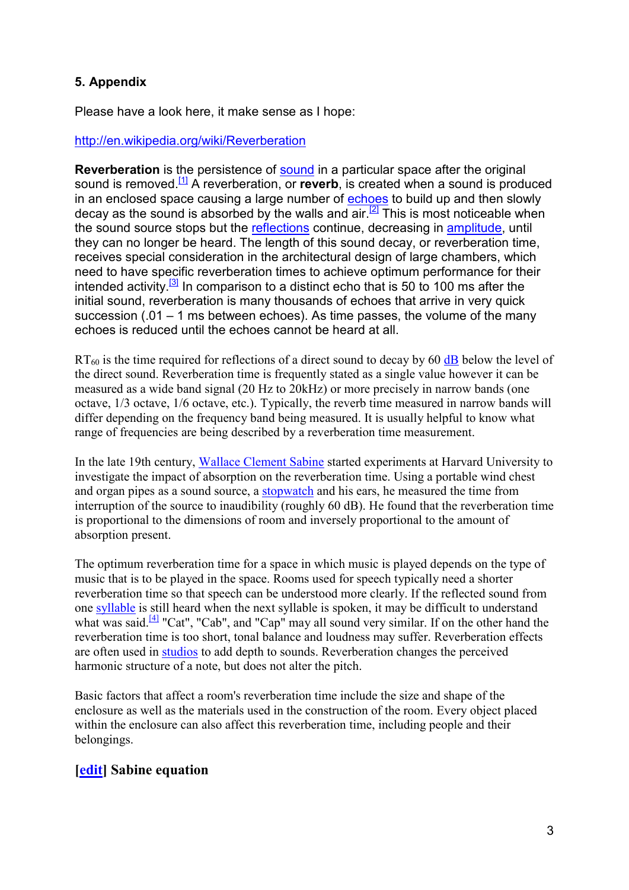## 5. Appendix

Please have a look here, it make sense as I hope:

http://en.wikipedia.org/wiki/Reverberation

**Reverberation** is the persistence of sound in a particular space after the original sound is removed.[1] A reverberation, or **reverb**, is created when a sound is produced in an enclosed space causing a large number of echoes to build up and then slowly decay as the sound is absorbed by the walls and air.[2] This is most noticeable when the sound source stops but the reflections continue, decreasing in amplitude, until they can no longer be heard. The length of this sound decay, or reverberation time, receives special consideration in the architectural design of large chambers, which need to have specific reverberation times to achieve optimum performance for their intended activity.[3] In comparison to a distinct echo that is 50 to 100 ms after the initial sound, reverberation is many thousands of echoes that arrive in very quick succession (.01 – 1 ms between echoes). As time passes, the volume of the many echoes is reduced until the echoes cannot be heard at all.

$RT_{60}$ is the time required for reflections of a direct sound to decay by 60 dB below the level of the direct sound. Reverberation time is frequently stated as a single value however it can be measured as a wide band signal (20 Hz to 20kHz) or more precisely in narrow bands (one octave, 1/3 octave, 1/6 octave, etc.). Typically, the reverb time measured in narrow bands will differ depending on the frequency band being measured. It is usually helpful to know what range of frequencies are being described by a reverberation time measurement.

In the late 19th century, Wallace Clement Sabine started experiments at Harvard University to investigate the impact of absorption on the reverberation time. Using a portable wind chest and organ pipes as a sound source, a stopwatch and his ears, he measured the time from interruption of the source to inaudibility (roughly 60 dB). He found that the reverberation time is proportional to the dimensions of room and inversely proportional to the amount of absorption present.

The optimum reverberation time for a space in which music is played depends on the type of music that is to be played in the space. Rooms used for speech typically need a shorter reverberation time so that speech can be understood more clearly. If the reflected sound from one syllable is still heard when the next syllable is spoken, it may be difficult to understand what was said.[4] "Cat", "Cab", and "Cap" may all sound very similar. If on the other hand the reverberation time is too short, tonal balance and loudness may suffer. Reverberation effects are often used in studios to add depth to sounds. Reverberation changes the perceived harmonic structure of a note, but does not alter the pitch.

Basic factors that affect a room's reverberation time include the size and shape of the enclosure as well as the materials used in the construction of the room. Every object placed within the enclosure can also affect this reverberation time, including people and their belongings.

### [edit] Sabine equation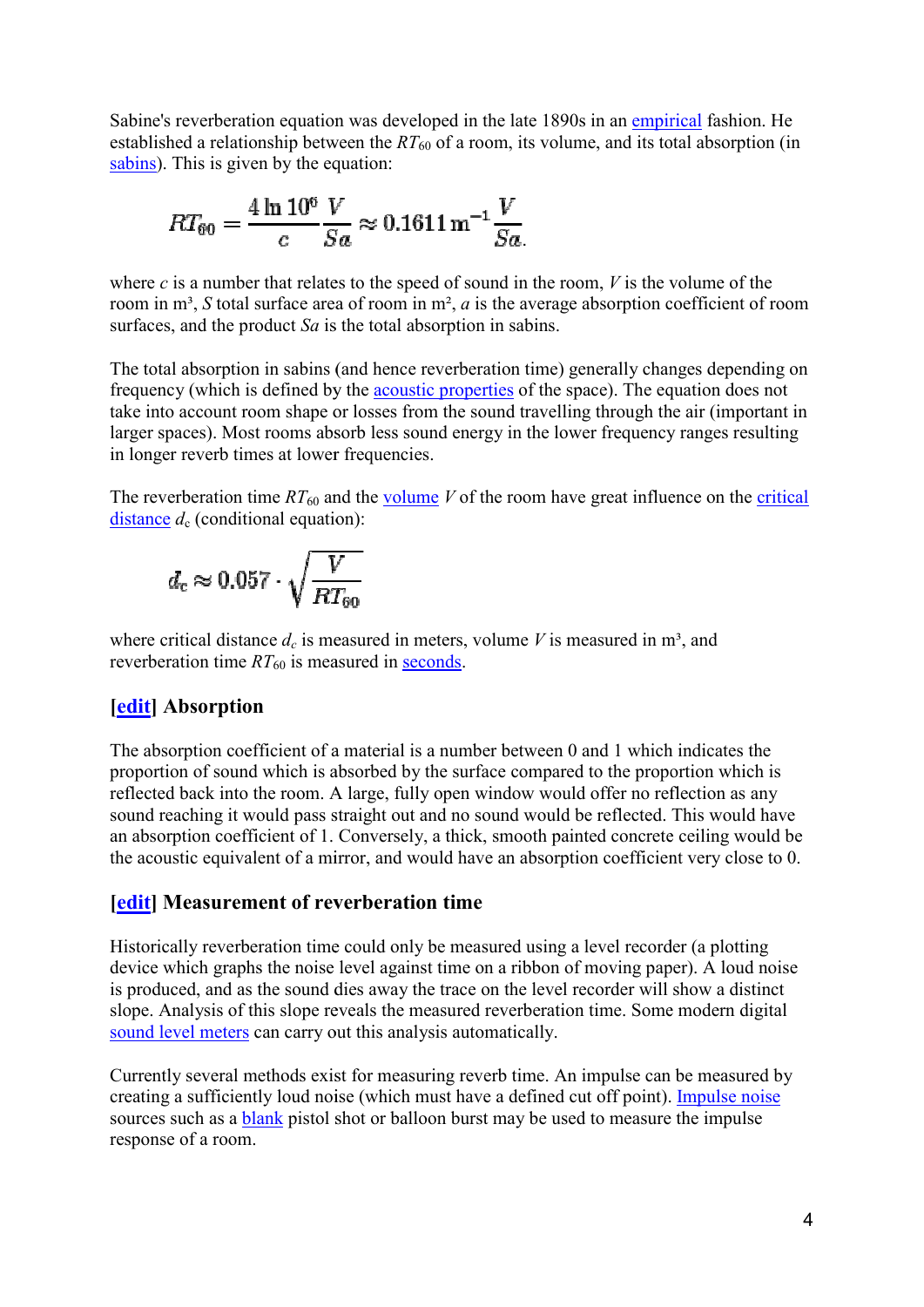Sabine's reverberation equation was developed in the late 1890s in an empirical fashion. He established a relationship between the $RT_{60}$ of a room, its volume, and its total absorption (in sabins). This is given by the equation:

$$RT_{60} = \frac{4 \ln 10^6}{c} \frac{V}{Sa} \approx 0.1611 \, \mathrm{m}^{-1} \frac{V}{Sa}.$$

where $c$ is a number that relates to the speed of sound in the room, $V$ is the volume of the room in m³, $S$ total surface area of room in m², $a$ is the average absorption coefficient of room surfaces, and the product $Sa$ is the total absorption in sabins.

The total absorption in sabins (and hence reverberation time) generally changes depending on frequency (which is defined by the acoustic properties of the space). The equation does not take into account room shape or losses from the sound travelling through the air (important in larger spaces). Most rooms absorb less sound energy in the lower frequency ranges resulting in longer reverb times at lower frequencies.

The reverberation time $RT_{60}$ and the volume $V$ of the room have great influence on the critical distance $d_c$ (conditional equation):

$$d_c \approx 0.057 \cdot \sqrt{\frac{V}{RT_{60}}}$$

where critical distance $d_c$ is measured in meters, volume $V$ is measured in m³, and reverberation time $RT_{60}$ is measured in seconds.

## [edit] Absorption

The absorption coefficient of a material is a number between 0 and 1 which indicates the proportion of sound which is absorbed by the surface compared to the proportion which is reflected back into the room. A large, fully open window would offer no reflection as any sound reaching it would pass straight out and no sound would be reflected. This would have an absorption coefficient of 1. Conversely, a thick, smooth painted concrete ceiling would be the acoustic equivalent of a mirror, and would have an absorption coefficient very close to 0.

## [edit] Measurement of reverberation time

Historically reverberation time could only be measured using a level recorder (a plotting device which graphs the noise level against time on a ribbon of moving paper). A loud noise is produced, and as the sound dies away the trace on the level recorder will show a distinct slope. Analysis of this slope reveals the measured reverberation time. Some modern digital sound level meters can carry out this analysis automatically.

Currently several methods exist for measuring reverb time. An impulse can be measured by creating a sufficiently loud noise (which must have a defined cut off point). Impulse noise sources such as a blank pistol shot or balloon burst may be used to measure the impulse response of a room.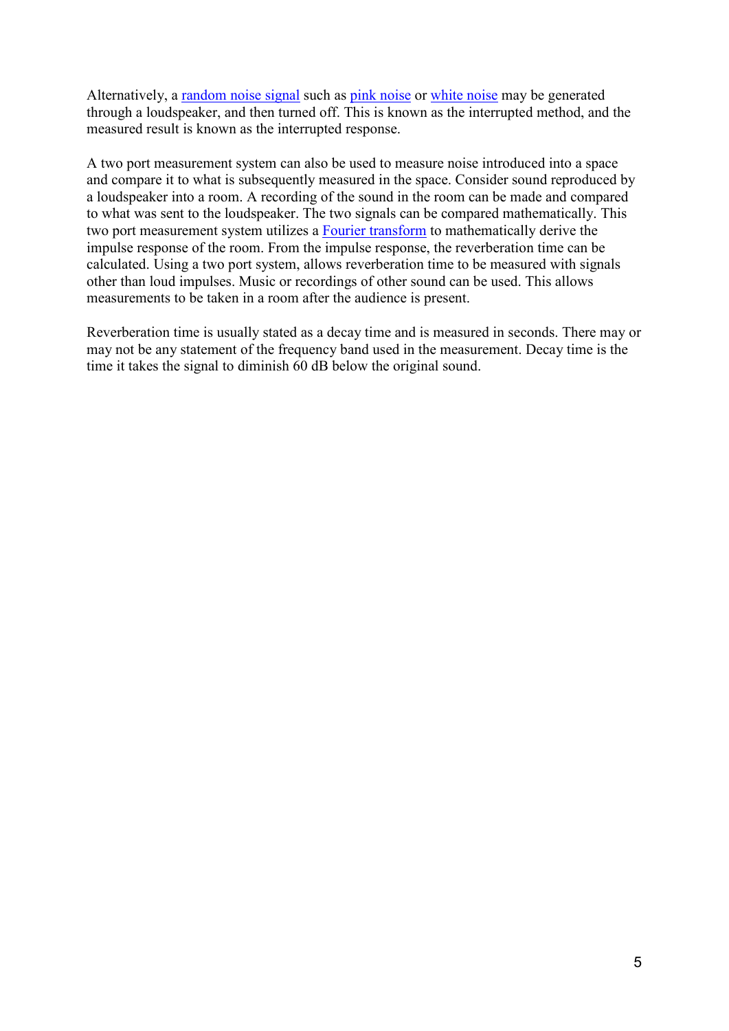Alternatively, a [random noise signal](#) such as [pink noise](#) or [white noise](#) may be generated through a loudspeaker, and then turned off. This is known as the interrupted method, and the measured result is known as the interrupted response.

A two port measurement system can also be used to measure noise introduced into a space and compare it to what is subsequently measured in the space. Consider sound reproduced by a loudspeaker into a room. A recording of the sound in the room can be made and compared to what was sent to the loudspeaker. The two signals can be compared mathematically. This two port measurement system utilizes a [Fourier transform](#) to mathematically derive the impulse response of the room. From the impulse response, the reverberation time can be calculated. Using a two port system, allows reverberation time to be measured with signals other than loud impulses. Music or recordings of other sound can be used. This allows measurements to be taken in a room after the audience is present.

Reverberation time is usually stated as a decay time and is measured in seconds. There may or may not be any statement of the frequency band used in the measurement. Decay time is the time it takes the signal to diminish 60 dB below the original sound.